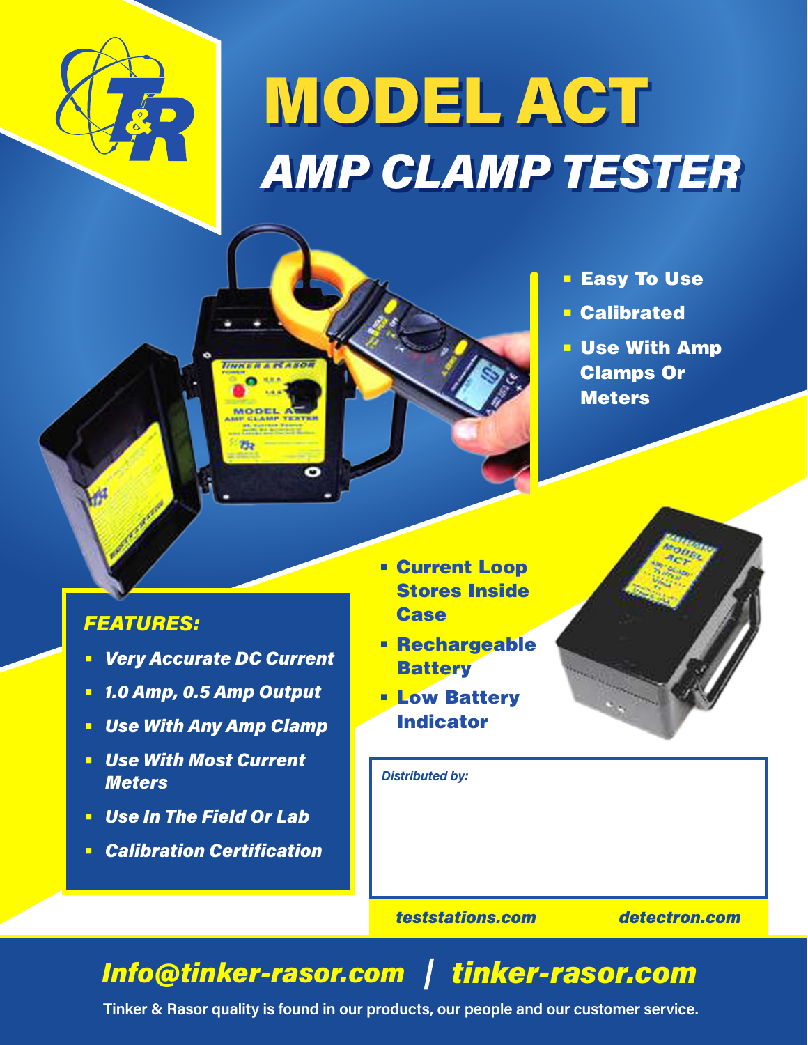# MODEL ACT

## *AMP CLAMP TESTER*

- **Easy To Use**
- **Calibrated**
- **Use With Amp Clamps Or Meters**

### *FEATURES:*

- ***Very Accurate DC Current***
- ***1.0 Amp, 0.5 Amp Output***
- ***Use With Any Amp Clamp***
- ***Use With Most Current Meters***
- ***Use In The Field Or Lab***
- ***Calibration Certification***

- **Current Loop Stores Inside Case**
- **Rechargeable Battery**
- **Low Battery Indicator**

*Distributed by:*

***teststations.com*** ***detectron.com***

***Info@tinker-rasor.com | tinker-rasor.com***

**Tinker & Rasor quality is found in our products, our people and our customer service.**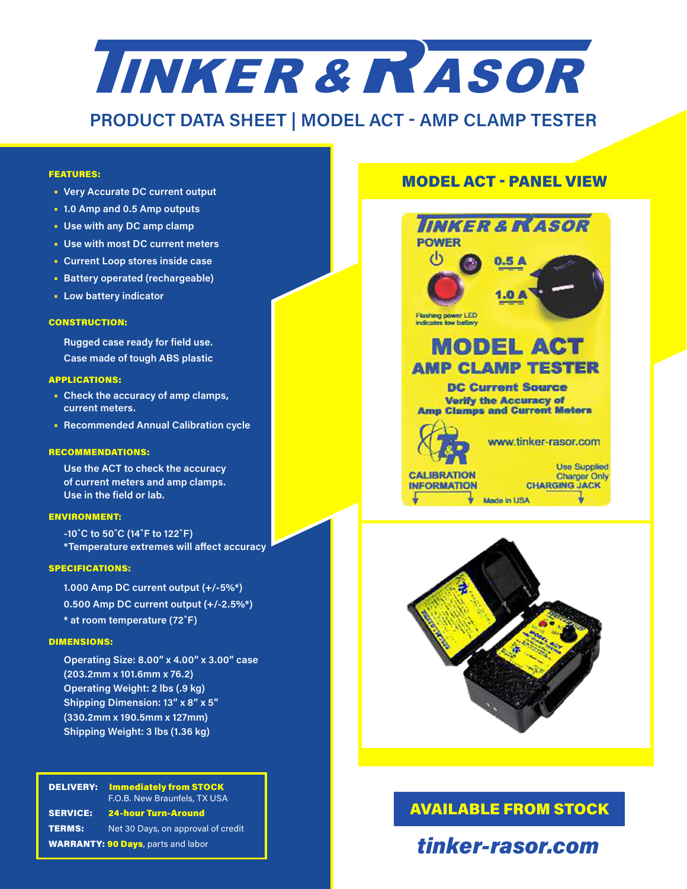# TINKER & RASOR

## PRODUCT DATA SHEET | MODEL ACT - AMP CLAMP TESTER

**FEATURES:**

- Very Accurate DC current output
- 1.0 Amp and 0.5 Amp outputs
- Use with any DC amp clamp
- Use with most DC current meters
- Current Loop stores inside case
- Battery operated (rechargeable)
- Low battery indicator

**CONSTRUCTION:**

Rugged case ready for field use.
Case made of tough ABS plastic

**APPLICATIONS:**

- Check the accuracy of amp clamps, current meters.
- Recommended Annual Calibration cycle

**RECOMMENDATIONS:**

Use the ACT to check the accuracy of current meters and amp clamps.
Use in the field or lab.

**ENVIRONMENT:**

-10˚C to 50˚C (14˚F to 122˚F)
*Temperature extremes will affect accuracy

**SPECIFICATIONS:**

1.000 Amp DC current output (+/-5%*)
0.500 Amp DC current output (+/-2.5%*)
* at room temperature (72˚F)

**DIMENSIONS:**

Operating Size: 8.00" x 4.00" x 3.00" case (203.2mm x 101.6mm x 76.2)
Operating Weight: 2 lbs (.9 kg)
Shipping Dimension: 13" x 8" x 5" (330.2mm x 190.5mm x 127mm)
Shipping Weight: 3 lbs (1.36 kg)

**DELIVERY:** **Immediately from STOCK**
F.O.B. New Braunfels, TX USA
**SERVICE:** **24-hour Turn-Around**
**TERMS:** Net 30 Days, on approval of credit
**WARRANTY:** **90 Days**, parts and labor

## MODEL ACT - PANEL VIEW

TINKER & RASOR
POWER
0.5 A
1.0 A
Flashing power LED indicates low battery
MODEL ACT
AMP CLAMP TESTER
DC Current Source
Verify the Accuracy of Amp Clamps and Current Meters
www.tinker-rasor.com
CALIBRATION INFORMATION
Use Supplied Charger Only
CHARGING JACK
Made in USA

**AVAILABLE FROM STOCK**

*tinker-rasor.com*